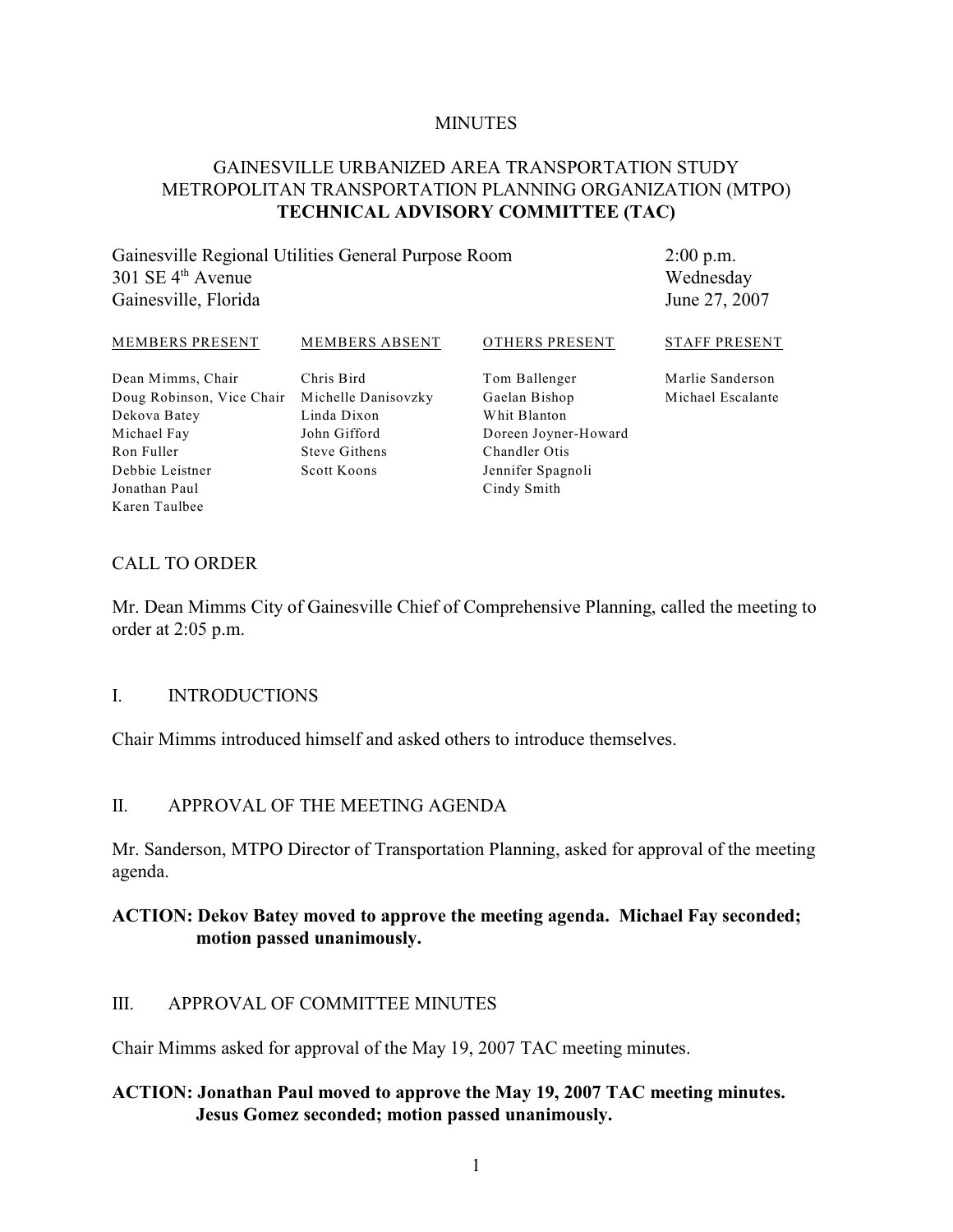MINUTES

# GAINESVILLE URBANIZED AREA TRANSPORTATION STUDY METROPOLITAN TRANSPORTATION PLANNING ORGANIZATION (MTPO) **TECHNICAL ADVISORY COMMITTEE (TAC)**

Gainesville Regional Utilities General Purpose Room
301 SE 4th Avenue
Gainesville, Florida

2:00 p.m.
Wednesday
June 27, 2007

| MEMBERS PRESENT | MEMBERS ABSENT | OTHERS PRESENT | STAFF PRESENT |
|---|---|---|---|
| Dean Mimms, Chair | Chris Bird | Tom Ballenger | Marlie Sanderson |
| Doug Robinson, Vice Chair | Michelle Danisovzky | Gaelan Bishop | Michael Escalante |
| Dekova Batey | Linda Dixon | Whit Blanton | |
| Michael Fay | John Gifford | Doreen Joyner-Howard | |
| Ron Fuller | Steve Githens | Chandler Otis | |
| Debbie Leistner | Scott Koons | Jennifer Spagnoli | |
| Jonathan Paul | | Cindy Smith | |
| Karen Taulbee | | | |

## CALL TO ORDER

Mr. Dean Mimms City of Gainesville Chief of Comprehensive Planning, called the meeting to order at 2:05 p.m.

## I. INTRODUCTIONS

Chair Mimms introduced himself and asked others to introduce themselves.

## II. APPROVAL OF THE MEETING AGENDA

Mr. Sanderson, MTPO Director of Transportation Planning, asked for approval of the meeting agenda.

**ACTION: Dekov Batey moved to approve the meeting agenda. Michael Fay seconded; motion passed unanimously.**

## III. APPROVAL OF COMMITTEE MINUTES

Chair Mimms asked for approval of the May 19, 2007 TAC meeting minutes.

**ACTION: Jonathan Paul moved to approve the May 19, 2007 TAC meeting minutes. Jesus Gomez seconded; motion passed unanimously.**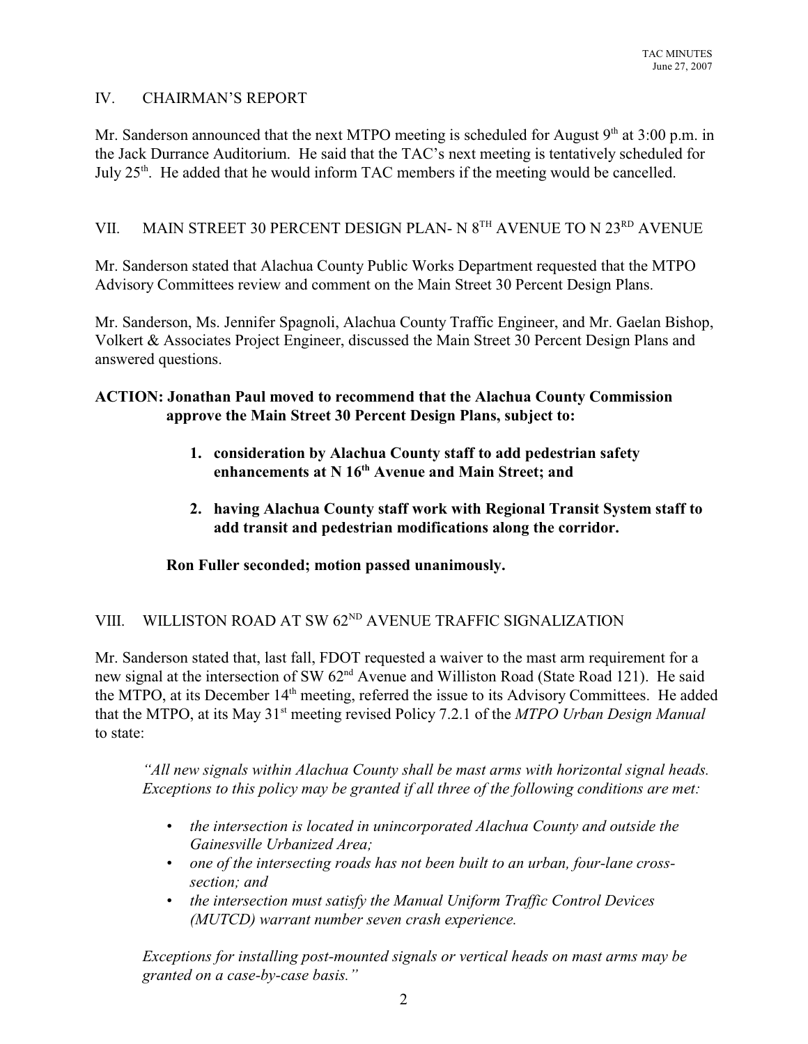## IV. CHAIRMAN'S REPORT

Mr. Sanderson announced that the next MTPO meeting is scheduled for August 9th at 3:00 p.m. in the Jack Durrance Auditorium. He said that the TAC's next meeting is tentatively scheduled for July 25th. He added that he would inform TAC members if the meeting would be cancelled.

## VII. MAIN STREET 30 PERCENT DESIGN PLAN- N 8TH AVENUE TO N 23RD AVENUE

Mr. Sanderson stated that Alachua County Public Works Department requested that the MTPO Advisory Committees review and comment on the Main Street 30 Percent Design Plans.

Mr. Sanderson, Ms. Jennifer Spagnoli, Alachua County Traffic Engineer, and Mr. Gaelan Bishop, Volkert & Associates Project Engineer, discussed the Main Street 30 Percent Design Plans and answered questions.

**ACTION: Jonathan Paul moved to recommend that the Alachua County Commission approve the Main Street 30 Percent Design Plans, subject to:**

1. **consideration by Alachua County staff to add pedestrian safety enhancements at N 16th Avenue and Main Street; and**
2. **having Alachua County staff work with Regional Transit System staff to add transit and pedestrian modifications along the corridor.**

**Ron Fuller seconded; motion passed unanimously.**

## VIII. WILLISTON ROAD AT SW 62ND AVENUE TRAFFIC SIGNALIZATION

Mr. Sanderson stated that, last fall, FDOT requested a waiver to the mast arm requirement for a new signal at the intersection of SW 62nd Avenue and Williston Road (State Road 121). He said the MTPO, at its December 14th meeting, referred the issue to its Advisory Committees. He added that the MTPO, at its May 31st meeting revised Policy 7.2.1 of the *MTPO Urban Design Manual* to state:

> *"All new signals within Alachua County shall be mast arms with horizontal signal heads. Exceptions to this policy may be granted if all three of the following conditions are met:*
>
> - *the intersection is located in unincorporated Alachua County and outside the Gainesville Urbanized Area;*
> - *one of the intersecting roads has not been built to an urban, four-lane cross-section; and*
> - *the intersection must satisfy the Manual Uniform Traffic Control Devices (MUTCD) warrant number seven crash experience.*
>
> *Exceptions for installing post-mounted signals or vertical heads on mast arms may be granted on a case-by-case basis."*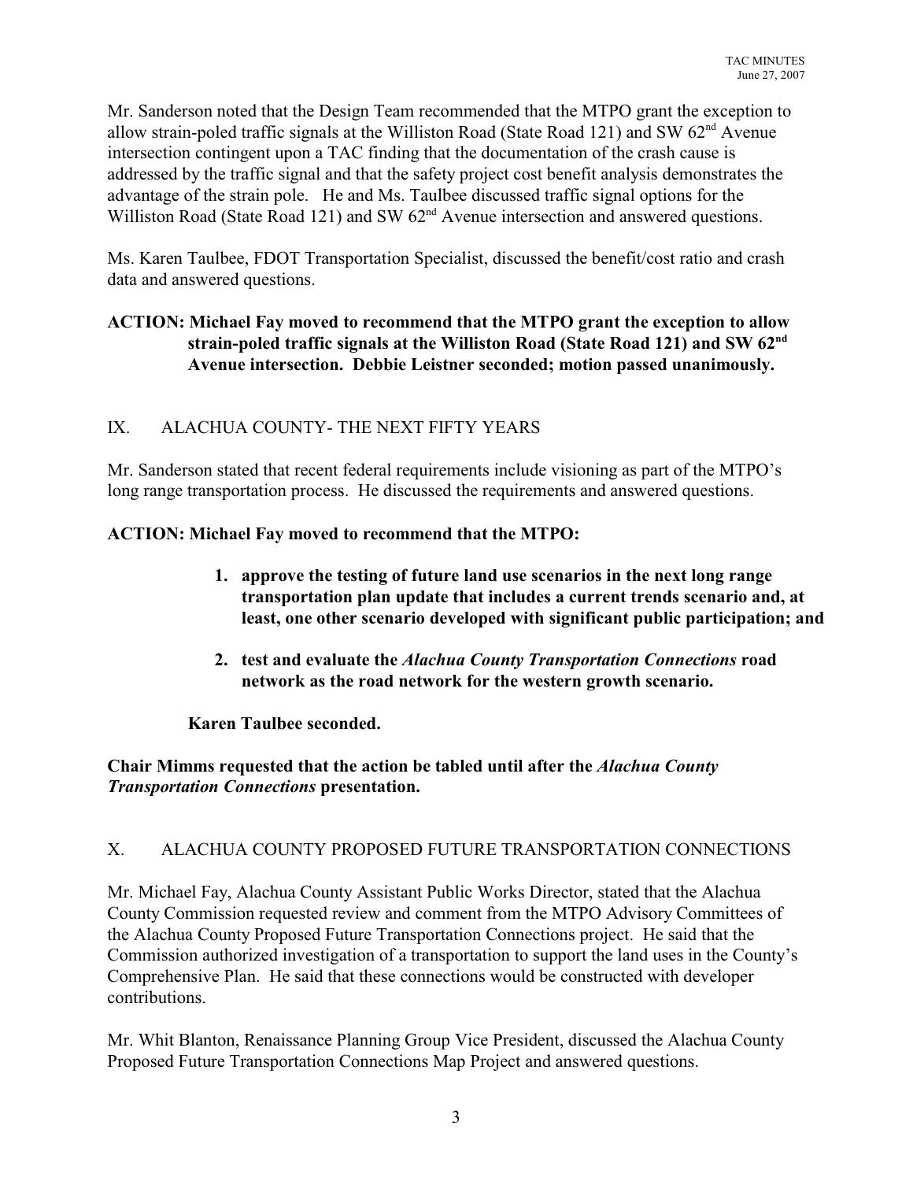Mr. Sanderson noted that the Design Team recommended that the MTPO grant the exception to allow strain-poled traffic signals at the Williston Road (State Road 121) and SW 62nd Avenue intersection contingent upon a TAC finding that the documentation of the crash cause is addressed by the traffic signal and that the safety project cost benefit analysis demonstrates the advantage of the strain pole. He and Ms. Taulbee discussed traffic signal options for the Williston Road (State Road 121) and SW 62nd Avenue intersection and answered questions.

Ms. Karen Taulbee, FDOT Transportation Specialist, discussed the benefit/cost ratio and crash data and answered questions.

**ACTION: Michael Fay moved to recommend that the MTPO grant the exception to allow strain-poled traffic signals at the Williston Road (State Road 121) and SW 62nd Avenue intersection. Debbie Leistner seconded; motion passed unanimously.**

## IX. ALACHUA COUNTY- THE NEXT FIFTY YEARS

Mr. Sanderson stated that recent federal requirements include visioning as part of the MTPO's long range transportation process. He discussed the requirements and answered questions.

**ACTION: Michael Fay moved to recommend that the MTPO:**

1. **approve the testing of future land use scenarios in the next long range transportation plan update that includes a current trends scenario and, at least, one other scenario developed with significant public participation; and**
2. **test and evaluate the *Alachua County Transportation Connections* road network as the road network for the western growth scenario.**

**Karen Taulbee seconded.**

**Chair Mimms requested that the action be tabled until after the *Alachua County Transportation Connections* presentation.**

## X. ALACHUA COUNTY PROPOSED FUTURE TRANSPORTATION CONNECTIONS

Mr. Michael Fay, Alachua County Assistant Public Works Director, stated that the Alachua County Commission requested review and comment from the MTPO Advisory Committees of the Alachua County Proposed Future Transportation Connections project. He said that the Commission authorized investigation of a transportation to support the land uses in the County's Comprehensive Plan. He said that these connections would be constructed with developer contributions.

Mr. Whit Blanton, Renaissance Planning Group Vice President, discussed the Alachua County Proposed Future Transportation Connections Map Project and answered questions.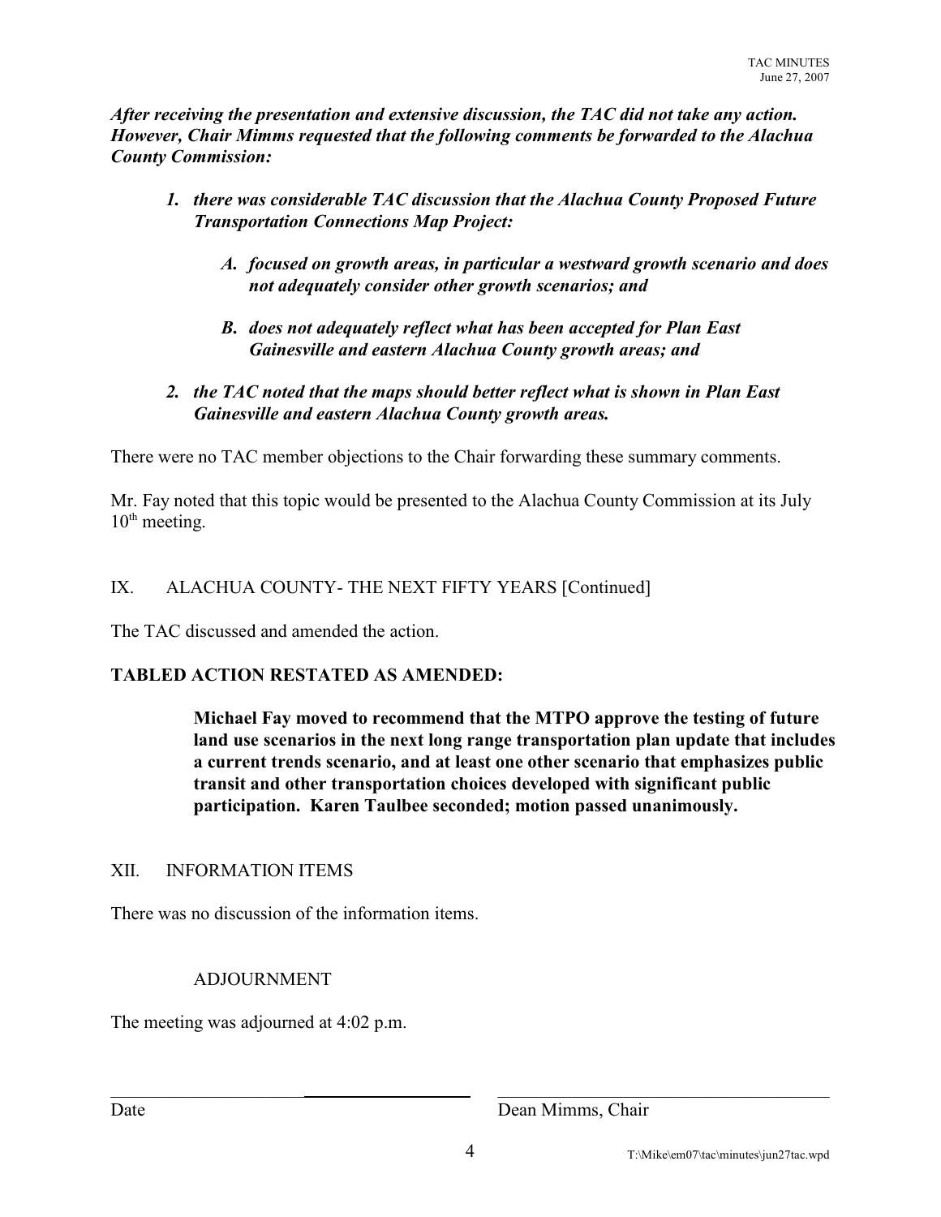***After receiving the presentation and extensive discussion, the TAC did not take any action. However, Chair Mimms requested that the following comments be forwarded to the Alachua County Commission:***

1. ***there was considerable TAC discussion that the Alachua County Proposed Future Transportation Connections Map Project:***

    A. ***focused on growth areas, in particular a westward growth scenario and does not adequately consider other growth scenarios; and***

    B. ***does not adequately reflect what has been accepted for Plan East Gainesville and eastern Alachua County growth areas; and***

2. ***the TAC noted that the maps should better reflect what is shown in Plan East Gainesville and eastern Alachua County growth areas.***

There were no TAC member objections to the Chair forwarding these summary comments.

Mr. Fay noted that this topic would be presented to the Alachua County Commission at its July 10th meeting.

## IX. ALACHUA COUNTY- THE NEXT FIFTY YEARS [Continued]

The TAC discussed and amended the action.

**TABLED ACTION RESTATED AS AMENDED:**

> **Michael Fay moved to recommend that the MTPO approve the testing of future land use scenarios in the next long range transportation plan update that includes a current trends scenario, and at least one other scenario that emphasizes public transit and other transportation choices developed with significant public participation. Karen Taulbee seconded; motion passed unanimously.**

## XII. INFORMATION ITEMS

There was no discussion of the information items.

## ADJOURNMENT

The meeting was adjourned at 4:02 p.m.

Date

Dean Mimms, Chair

T:\Mike\em07\tac\minutes\jun27tac.wpd